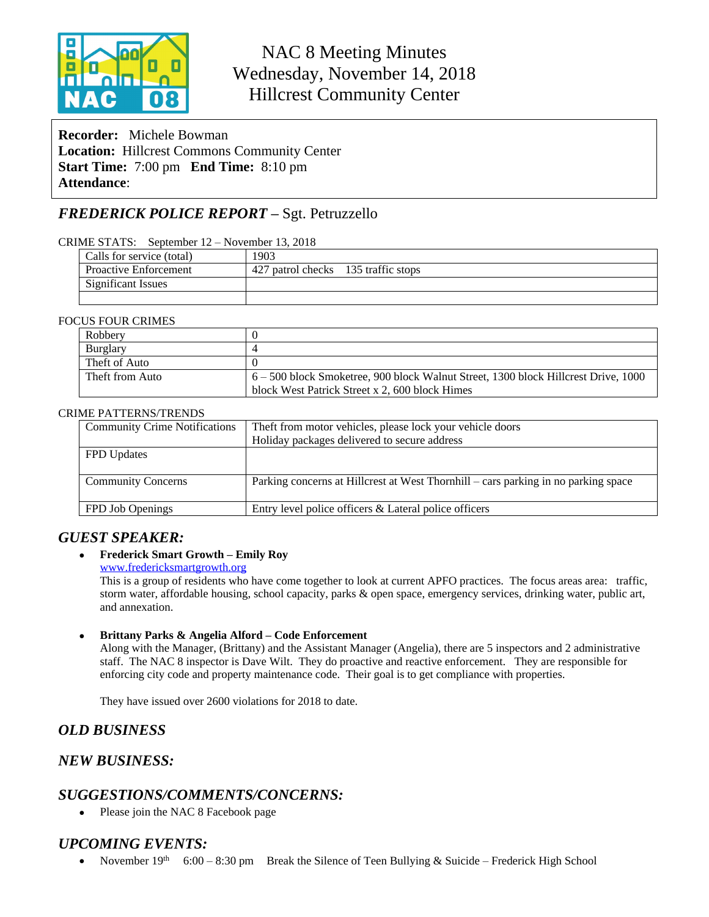# NAC 8 Meeting Minutes
## Wednesday, November 14, 2018
## Hillcrest Community Center

**Recorder:** Michele Bowman
**Location:** Hillcrest Commons Community Center
**Start Time:** 7:00 pm **End Time:** 8:10 pm
**Attendance**:

## *FREDERICK POLICE REPORT* – Sgt. Petruzzello

CRIME STATS: September 12 – November 13, 2018

| Calls for service (total) | 1903 |
|---|---|
| Proactive Enforcement | 427 patrol checks 135 traffic stops |
| Significant Issues | |
| | |

FOCUS FOUR CRIMES

| Robbery | 0 |
|---|---|
| Burglary | 4 |
| Theft of Auto | 0 |
| Theft from Auto | 6 – 500 block Smoketree, 900 block Walnut Street, 1300 block Hillcrest Drive, 1000 block West Patrick Street x 2, 600 block Himes |

CRIME PATTERNS/TRENDS

| Community Crime Notifications | Theft from motor vehicles, please lock your vehicle doors<br>Holiday packages delivered to secure address |
|---|---|
| FPD Updates | |
| Community Concerns | Parking concerns at Hillcrest at West Thornhill – cars parking in no parking space |
| FPD Job Openings | Entry level police officers & Lateral police officers |

## *GUEST SPEAKER:*

- **Frederick Smart Growth – Emily Roy**
  www.fredericksmartgrowth.org
  This is a group of residents who have come together to look at current APFO practices. The focus areas area: traffic, storm water, affordable housing, school capacity, parks & open space, emergency services, drinking water, public art, and annexation.

- **Brittany Parks & Angelia Alford – Code Enforcement**
  Along with the Manager, (Brittany) and the Assistant Manager (Angelia), there are 5 inspectors and 2 administrative staff. The NAC 8 inspector is Dave Wilt. They do proactive and reactive enforcement. They are responsible for enforcing city code and property maintenance code. Their goal is to get compliance with properties.

  They have issued over 2600 violations for 2018 to date.

## *OLD BUSINESS*

## *NEW BUSINESS:*

## *SUGGESTIONS/COMMENTS/CONCERNS:*

- Please join the NAC 8 Facebook page

## *UPCOMING EVENTS:*

- November 19th 6:00 – 8:30 pm Break the Silence of Teen Bullying & Suicide – Frederick High School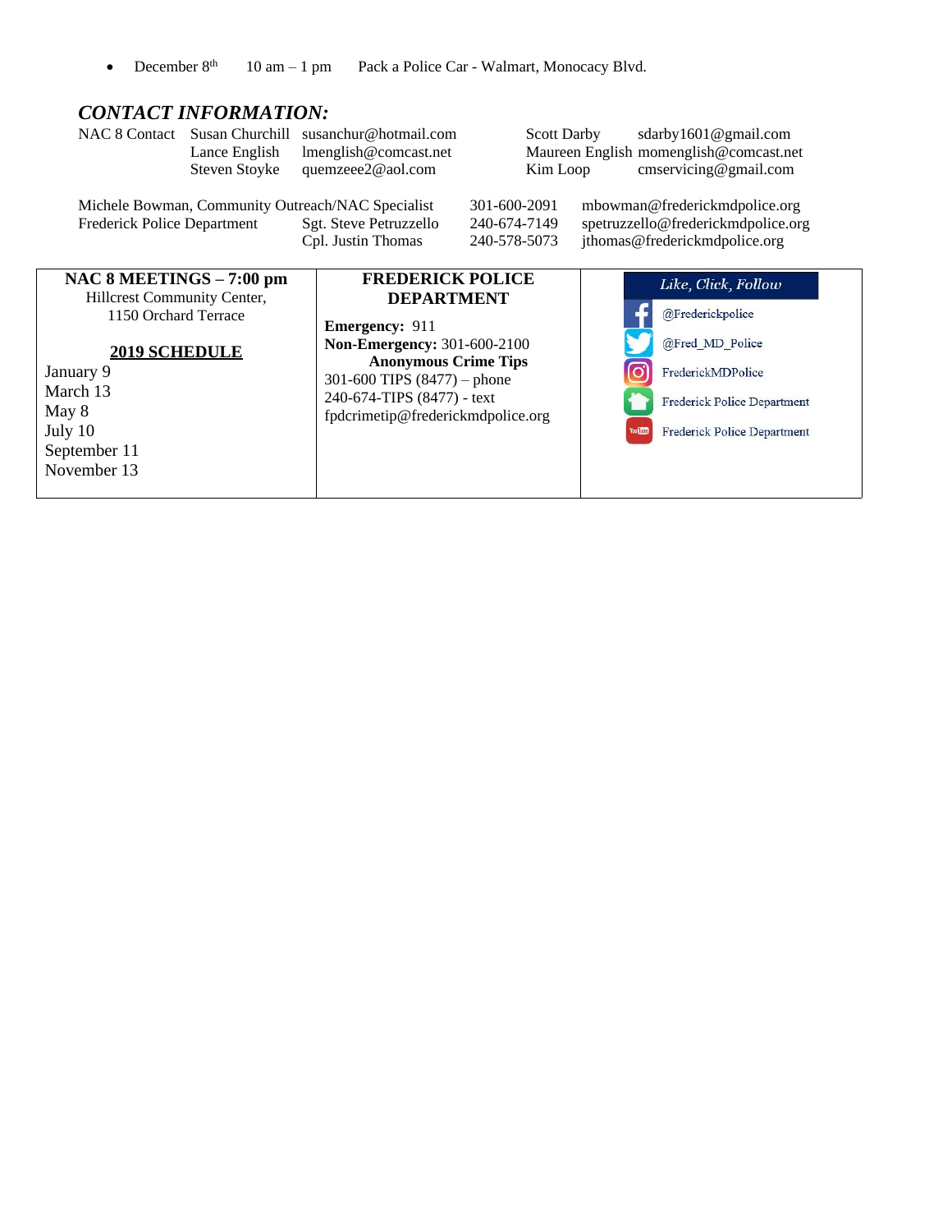- December 8th 10 am – 1 pm Pack a Police Car - Walmart, Monocacy Blvd.

## *CONTACT INFORMATION:*

| | | | | |
|---|---|---|---|---|
| NAC 8 Contact | Susan Churchill | susanchur@hotmail.com | Scott Darby | sdarby1601@gmail.com |
| | Lance English | lmenglish@comcast.net | Maureen English | momenglish@comcast.net |
| | Steven Stoyke | quemzeee2@aol.com | Kim Loop | cmservicing@gmail.com |

| | | | |
|---|---|---|---|
| Michele Bowman, Community Outreach/NAC Specialist | | 301-600-2091 | mbowman@frederickmdpolice.org |
| Frederick Police Department | Sgt. Steve Petruzzello | 240-674-7149 | spetruzzello@frederickmdpolice.org |
| | Cpl. Justin Thomas | 240-578-5073 | jthomas@frederickmdpolice.org |

**NAC 8 MEETINGS – 7:00 pm**
Hillcrest Community Center,
1150 Orchard Terrace

**2019 SCHEDULE**
January 9
March 13
May 8
July 10
September 11
November 13

**FREDERICK POLICE DEPARTMENT**

**Emergency:** 911
**Non-Emergency:** 301-600-2100
**Anonymous Crime Tips**
301-600 TIPS (8477) – phone
240-674-TIPS (8477) - text
fpdcrimetip@frederickmdpolice.org

*Like, Click, Follow*
@Frederickpolice
@Fred_MD_Police
FrederickMDPolice
Frederick Police Department
Frederick Police Department